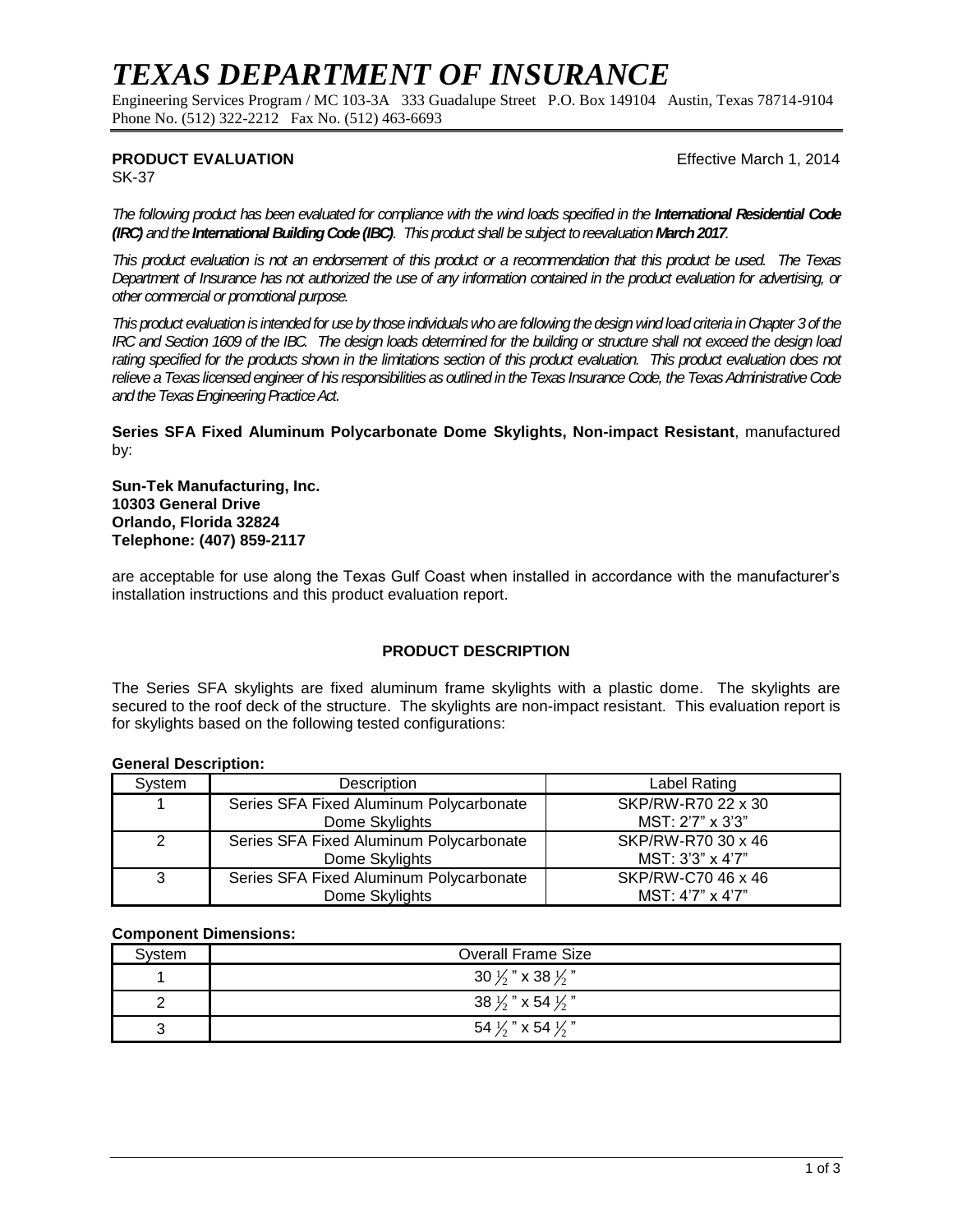# TEXAS DEPARTMENT OF INSURANCE

Engineering Services Program / MC 103-3A 333 Guadalupe Street P.O. Box 149104 Austin, Texas 78714-9104
Phone No. (512) 322-2212 Fax No. (512) 463-6693

**PRODUCT EVALUATION** Effective March 1, 2014

SK-37

*The following product has been evaluated for compliance with the wind loads specified in the **International Residential Code (IRC)** and the **International Building Code (IBC)**. This product shall be subject to reevaluation **March 2017**.*

*This product evaluation is not an endorsement of this product or a recommendation that this product be used. The Texas Department of Insurance has not authorized the use of any information contained in the product evaluation for advertising, or other commercial or promotional purpose.*

*This product evaluation is intended for use by those individuals who are following the design wind load criteria in Chapter 3 of the IRC and Section 1609 of the IBC. The design loads determined for the building or structure shall not exceed the design load rating specified for the products shown in the limitations section of this product evaluation. This product evaluation does not relieve a Texas licensed engineer of his responsibilities as outlined in the Texas Insurance Code, the Texas Administrative Code and the Texas Engineering Practice Act.*

**Series SFA Fixed Aluminum Polycarbonate Dome Skylights, Non-impact Resistant**, manufactured by:

**Sun-Tek Manufacturing, Inc.**
**10303 General Drive**
**Orlando, Florida 32824**
**Telephone: (407) 859-2117**

are acceptable for use along the Texas Gulf Coast when installed in accordance with the manufacturer's installation instructions and this product evaluation report.

## PRODUCT DESCRIPTION

The Series SFA skylights are fixed aluminum frame skylights with a plastic dome. The skylights are secured to the roof deck of the structure. The skylights are non-impact resistant. This evaluation report is for skylights based on the following tested configurations:

**General Description:**

| System | Description | Label Rating |
|---|---|---|
| 1 | Series SFA Fixed Aluminum Polycarbonate Dome Skylights | SKP/RW-R70 22 x 30 MST: 2'7" x 3'3" |
| 2 | Series SFA Fixed Aluminum Polycarbonate Dome Skylights | SKP/RW-R70 30 x 46 MST: 3'3" x 4'7" |
| 3 | Series SFA Fixed Aluminum Polycarbonate Dome Skylights | SKP/RW-C70 46 x 46 MST: 4'7" x 4'7" |

**Component Dimensions:**

| System | Overall Frame Size |
|---|---|
| 1 | 30 ½ " x 38 ½ " |
| 2 | 38 ½ " x 54 ½ " |
| 3 | 54 ½ " x 54 ½ " |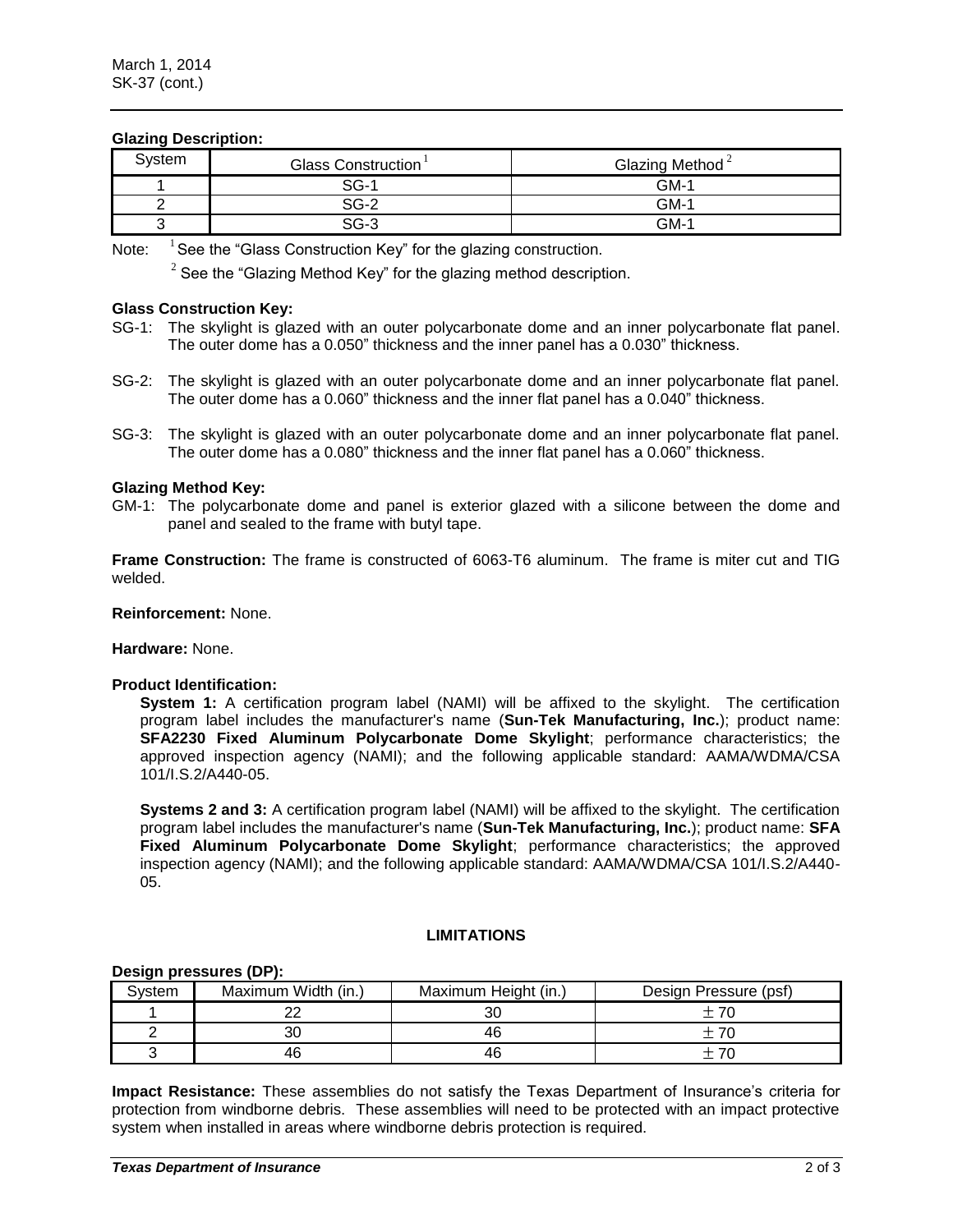March 1, 2014
SK-37 (cont.)

**Glazing Description:**

| System | Glass Construction [1] | Glazing Method [2] |
|---|---|---|
| 1 | SG-1 | GM-1 |
| 2 | SG-2 | GM-1 |
| 3 | SG-3 | GM-1 |

Note: [1] See the "Glass Construction Key" for the glazing construction.

[2] See the "Glazing Method Key" for the glazing method description.

**Glass Construction Key:**

SG-1: The skylight is glazed with an outer polycarbonate dome and an inner polycarbonate flat panel. The outer dome has a 0.050" thickness and the inner panel has a 0.030" thickness.

SG-2: The skylight is glazed with an outer polycarbonate dome and an inner polycarbonate flat panel. The outer dome has a 0.060" thickness and the inner flat panel has a 0.040" thickness.

SG-3: The skylight is glazed with an outer polycarbonate dome and an inner polycarbonate flat panel. The outer dome has a 0.080" thickness and the inner flat panel has a 0.060" thickness.

**Glazing Method Key:**

GM-1: The polycarbonate dome and panel is exterior glazed with a silicone between the dome and panel and sealed to the frame with butyl tape.

**Frame Construction:** The frame is constructed of 6063-T6 aluminum. The frame is miter cut and TIG welded.

**Reinforcement:** None.

**Hardware:** None.

**Product Identification:**

**System 1:** A certification program label (NAMI) will be affixed to the skylight. The certification program label includes the manufacturer's name (**Sun-Tek Manufacturing, Inc.**); product name: **SFA2230 Fixed Aluminum Polycarbonate Dome Skylight**; performance characteristics; the approved inspection agency (NAMI); and the following applicable standard: AAMA/WDMA/CSA 101/I.S.2/A440-05.

**Systems 2 and 3:** A certification program label (NAMI) will be affixed to the skylight. The certification program label includes the manufacturer's name (**Sun-Tek Manufacturing, Inc.**); product name: **SFA Fixed Aluminum Polycarbonate Dome Skylight**; performance characteristics; the approved inspection agency (NAMI); and the following applicable standard: AAMA/WDMA/CSA 101/I.S.2/A440-05.

## LIMITATIONS

**Design pressures (DP):**

| System | Maximum Width (in.) | Maximum Height (in.) | Design Pressure (psf) |
|---|---|---|---|
| 1 | 22 | 30 | ± 70 |
| 2 | 30 | 46 | ± 70 |
| 3 | 46 | 46 | ± 70 |

**Impact Resistance:** These assemblies do not satisfy the Texas Department of Insurance's criteria for protection from windborne debris. These assemblies will need to be protected with an impact protective system when installed in areas where windborne debris protection is required.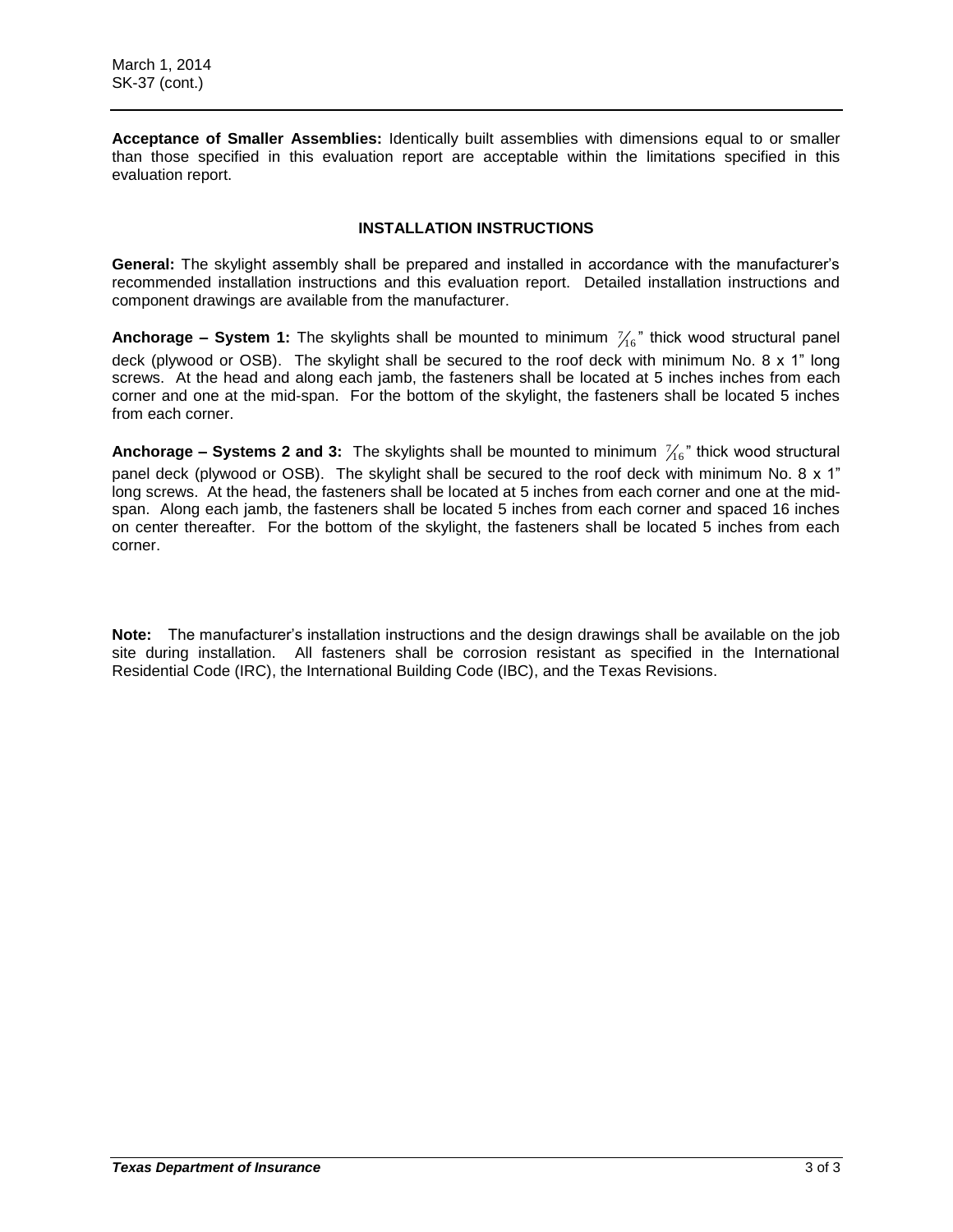**Acceptance of Smaller Assemblies:** Identically built assemblies with dimensions equal to or smaller than those specified in this evaluation report are acceptable within the limitations specified in this evaluation report.

## INSTALLATION INSTRUCTIONS

**General:** The skylight assembly shall be prepared and installed in accordance with the manufacturer's recommended installation instructions and this evaluation report. Detailed installation instructions and component drawings are available from the manufacturer.

**Anchorage – System 1:** The skylights shall be mounted to minimum $\frac{7}{16}$" thick wood structural panel deck (plywood or OSB). The skylight shall be secured to the roof deck with minimum No. 8 x 1" long screws. At the head and along each jamb, the fasteners shall be located at 5 inches inches from each corner and one at the mid-span. For the bottom of the skylight, the fasteners shall be located 5 inches from each corner.

**Anchorage – Systems 2 and 3:** The skylights shall be mounted to minimum $\frac{7}{16}$" thick wood structural panel deck (plywood or OSB). The skylight shall be secured to the roof deck with minimum No. 8 x 1" long screws. At the head, the fasteners shall be located at 5 inches from each corner and one at the mid-span. Along each jamb, the fasteners shall be located 5 inches from each corner and spaced 16 inches on center thereafter. For the bottom of the skylight, the fasteners shall be located 5 inches from each corner.

**Note:** The manufacturer's installation instructions and the design drawings shall be available on the job site during installation. All fasteners shall be corrosion resistant as specified in the International Residential Code (IRC), the International Building Code (IBC), and the Texas Revisions.